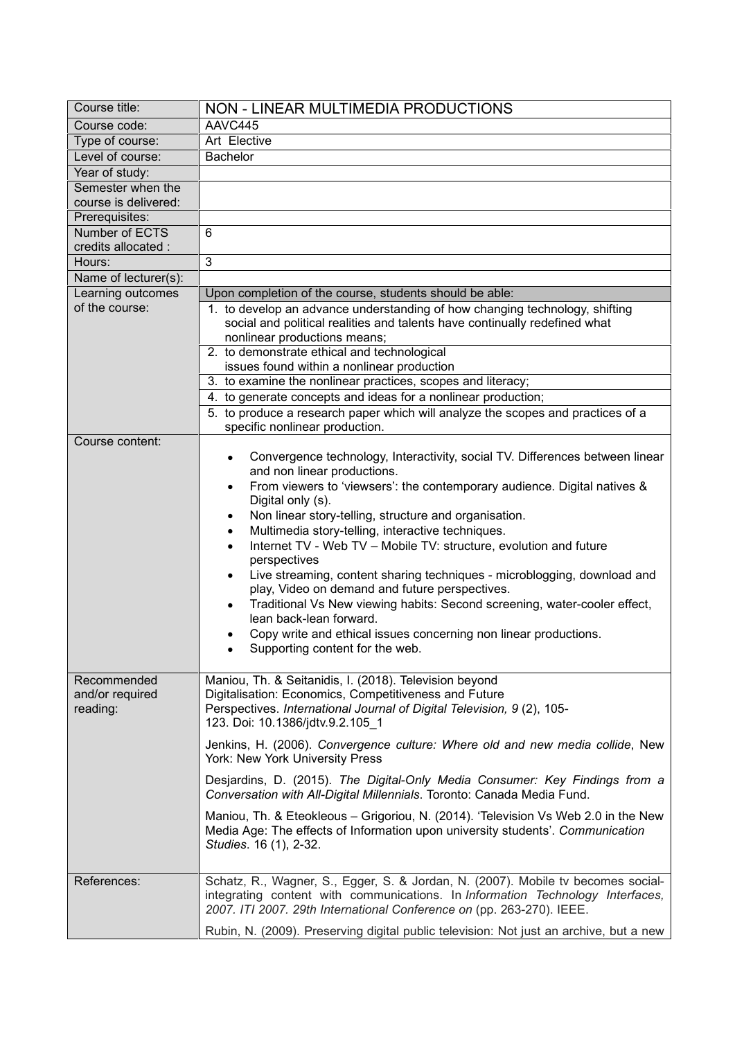| Course title: | NON - LINEAR MULTIMEDIA PRODUCTIONS |
|---|---|
| Course code: | AAVC445 |
| Type of course: | Art Elective |
| Level of course: | Bachelor |
| Year of study: | |
| Semester when the course is delivered: | |
| Prerequisites: | |
| Number of ECTS credits allocated : | 6 |
| Hours: | 3 |
| Name of lecturer(s): | |
| Learning outcomes of the course: | Upon completion of the course, students should be able: |
| | 1. to develop an advance understanding of how changing technology, shifting social and political realities and talents have continually redefined what nonlinear productions means; |
| | 2. to demonstrate ethical and technological issues found within a nonlinear production |
| | 3. to examine the nonlinear practices, scopes and literacy; |
| | 4. to generate concepts and ideas for a nonlinear production; |
| | 5. to produce a research paper which will analyze the scopes and practices of a specific nonlinear production. |
| Course content: | • Convergence technology, Interactivity, social TV. Differences between linear and non linear productions.<br>• From viewers to 'viewsers': the contemporary audience. Digital natives & Digital only (s).<br>• Non linear story-telling, structure and organisation.<br>• Multimedia story-telling, interactive techniques.<br>• Internet TV - Web TV – Mobile TV: structure, evolution and future perspectives<br>• Live streaming, content sharing techniques - microblogging, download and play, Video on demand and future perspectives.<br>• Traditional Vs New viewing habits: Second screening, water-cooler effect, lean back-lean forward.<br>• Copy write and ethical issues concerning non linear productions.<br>• Supporting content for the web. |
| Recommended and/or required reading: | Maniou, Th. & Seitanidis, I. (2018). Television beyond Digitalisation: Economics, Competitiveness and Future Perspectives. *International Journal of Digital Television, 9* (2), 105-123. Doi: 10.1386/jdtv.9.2.105_1<br><br>Jenkins, H. (2006). *Convergence culture: Where old and new media collide*, New York: New York University Press<br><br>Desjardins, D. (2015). *The Digital-Only Media Consumer: Key Findings from a Conversation with All-Digital Millennials*. Toronto: Canada Media Fund.<br><br>Maniou, Th. & Eteokleous – Grigoriou, N. (2014). 'Television Vs Web 2.0 in the New Media Age: The effects of Information upon university students'. *Communication Studies*. 16 (1), 2-32. |
| References: | Schatz, R., Wagner, S., Egger, S. & Jordan, N. (2007). Mobile tv becomes social-integrating content with communications. In *Information Technology Interfaces, 2007. ITI 2007. 29th International Conference on* (pp. 263-270). IEEE.<br><br>Rubin, N. (2009). Preserving digital public television: Not just an archive, but a new |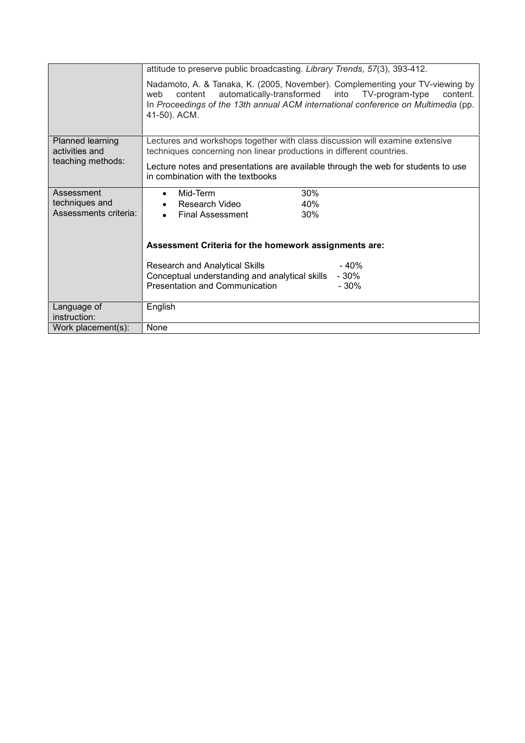| | |
|---|---|
| | attitude to preserve public broadcasting. *Library Trends*, *57*(3), 393-412.<br><br>Nadamoto, A. & Tanaka, K. (2005, November). Complementing your TV-viewing by web content automatically-transformed into TV-program-type content. In *Proceedings of the 13th annual ACM international conference on Multimedia* (pp. 41-50). ACM. |
| Planned learning activities and teaching methods: | Lectures and workshops together with class discussion will examine extensive techniques concerning non linear productions in different countries.<br><br>Lecture notes and presentations are available through the web for students to use in combination with the textbooks |
| Assessment techniques and Assessments criteria: | • Mid-Term 30%<br>• Research Video 40%<br>• Final Assessment 30%<br><br>**Assessment Criteria for the homework assignments are:**<br><br>Research and Analytical Skills - 40%<br>Conceptual understanding and analytical skills - 30%<br>Presentation and Communication - 30% |
| Language of instruction: | English |
| Work placement(s): | None |